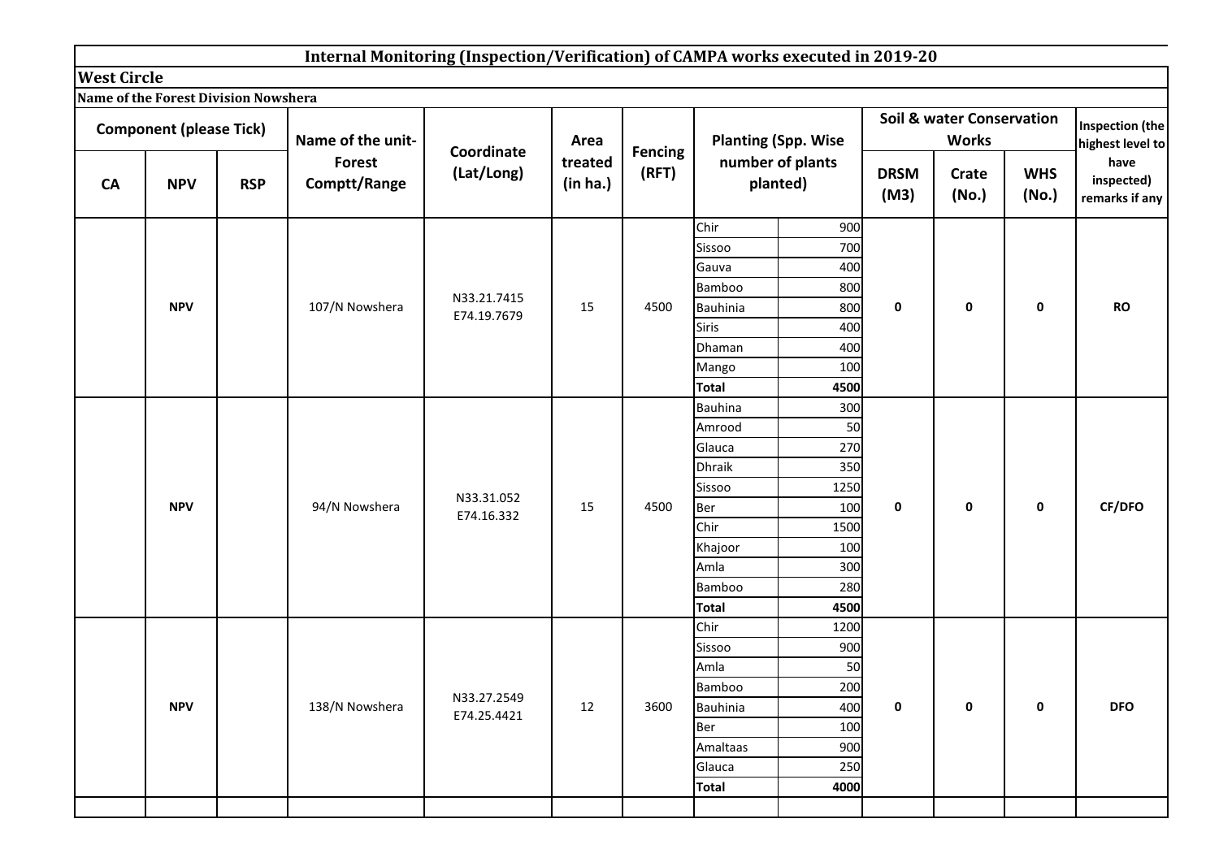## Internal Monitoring (Inspection/Verification) of CAMPA works executed in 2019-20

**West Circle**

**Name of the Forest Division Nowshera**

| Component (please Tick) | | | Name of the unit- Forest Comptt/Range | Coordinate (Lat/Long) | Area treated (in ha.) | Fencing (RFT) | Planting (Spp. Wise number of plants planted) | | Soil & water Conservation Works | | | Inspection (the highest level to have inspected) remarks if any |
|---|---|---|---|---|---|---|---|---|---|---|---|---|
| CA | NPV | RSP | | | | | | | DRSM (M3) | Crate (No.) | WHS (No.) | |
| | NPV | | 107/N Nowshera | N33.21.7415 E74.19.7679 | 15 | 4500 | Chir | 900 | 0 | 0 | 0 | RO |
| | | | | | | | Sissoo | 700 | | | | |
| | | | | | | | Gauva | 400 | | | | |
| | | | | | | | Bamboo | 800 | | | | |
| | | | | | | | Bauhinia | 800 | | | | |
| | | | | | | | Siris | 400 | | | | |
| | | | | | | | Dhaman | 400 | | | | |
| | | | | | | | Mango | 100 | | | | |
| | | | | | | | **Total** | **4500** | | | | |
| | NPV | | 94/N Nowshera | N33.31.052 E74.16.332 | 15 | 4500 | Bauhina | 300 | 0 | 0 | 0 | CF/DFO |
| | | | | | | | Amrood | 50 | | | | |
| | | | | | | | Glauca | 270 | | | | |
| | | | | | | | Dhraik | 350 | | | | |
| | | | | | | | Sissoo | 1250 | | | | |
| | | | | | | | Ber | 100 | | | | |
| | | | | | | | Chir | 1500 | | | | |
| | | | | | | | Khajoor | 100 | | | | |
| | | | | | | | Amla | 300 | | | | |
| | | | | | | | Bamboo | 280 | | | | |
| | | | | | | | **Total** | **4500** | | | | |
| | NPV | | 138/N Nowshera | N33.27.2549 E74.25.4421 | 12 | 3600 | Chir | 1200 | 0 | 0 | 0 | DFO |
| | | | | | | | Sissoo | 900 | | | | |
| | | | | | | | Amla | 50 | | | | |
| | | | | | | | Bamboo | 200 | | | | |
| | | | | | | | Bauhinia | 400 | | | | |
| | | | | | | | Ber | 100 | | | | |
| | | | | | | | Amaltaas | 900 | | | | |
| | | | | | | | Glauca | 250 | | | | |
| | | | | | | | **Total** | **4000** | | | | |
| | | | | | | | | | | | | |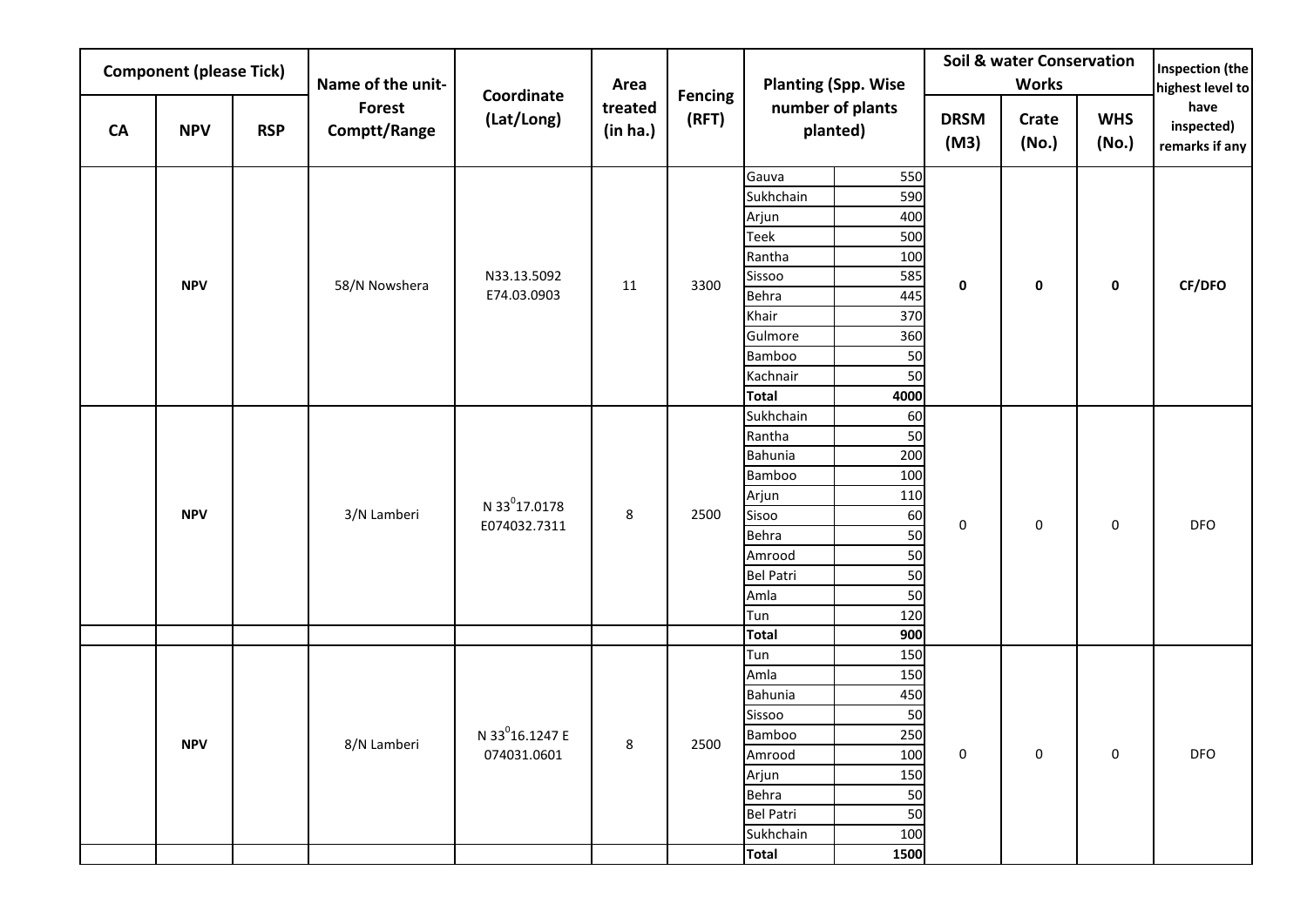| Component (please Tick) | | | Name of the unit-Forest Comptt/Range | Coordinate (Lat/Long) | Area treated (in ha.) | Fencing (RFT) | Planting (Spp. Wise number of plants planted) | | Soil & water Conservation Works | | | Inspection (the highest level to have inspected) remarks if any |
|---|---|---|---|---|---|---|---|---|---|---|---|---|
| CA | NPV | RSP | | | | | | | DRSM (M3) | Crate (No.) | WHS (No.) | |
| | **NPV** | | 58/N Nowshera | N33.13.5092 E74.03.0903 | 11 | 3300 | Gauva | 550 | **0** | **0** | **0** | **CF/DFO** |
| | | | | | | | Sukhchain | 590 | | | | |
| | | | | | | | Arjun | 400 | | | | |
| | | | | | | | Teek | 500 | | | | |
| | | | | | | | Rantha | 100 | | | | |
| | | | | | | | Sissoo | 585 | | | | |
| | | | | | | | Behra | 445 | | | | |
| | | | | | | | Khair | 370 | | | | |
| | | | | | | | Gulmore | 360 | | | | |
| | | | | | | | Bamboo | 50 | | | | |
| | | | | | | | Kachnair | 50 | | | | |
| | | | | | | | **Total** | **4000** | | | | |
| | **NPV** | | 3/N Lamberi | N 33$^{0}$17.0178 E074032.7311 | 8 | 2500 | Sukhchain | 60 | 0 | 0 | 0 | DFO |
| | | | | | | | Rantha | 50 | | | | |
| | | | | | | | Bahunia | 200 | | | | |
| | | | | | | | Bamboo | 100 | | | | |
| | | | | | | | Arjun | 110 | | | | |
| | | | | | | | Sisoo | 60 | | | | |
| | | | | | | | Behra | 50 | | | | |
| | | | | | | | Amrood | 50 | | | | |
| | | | | | | | Bel Patri | 50 | | | | |
| | | | | | | | Amla | 50 | | | | |
| | | | | | | | Tun | 120 | | | | |
| | | | | | | | **Total** | **900** | | | | |
| | **NPV** | | 8/N Lamberi | N 33$^{0}$16.1247 E 074031.0601 | 8 | 2500 | Tun | 150 | 0 | 0 | 0 | DFO |
| | | | | | | | Amla | 150 | | | | |
| | | | | | | | Bahunia | 450 | | | | |
| | | | | | | | Sissoo | 50 | | | | |
| | | | | | | | Bamboo | 250 | | | | |
| | | | | | | | Amrood | 100 | | | | |
| | | | | | | | Arjun | 150 | | | | |
| | | | | | | | Behra | 50 | | | | |
| | | | | | | | Bel Patri | 50 | | | | |
| | | | | | | | Sukhchain | 100 | | | | |
| | | | | | | | **Total** | **1500** | | | | |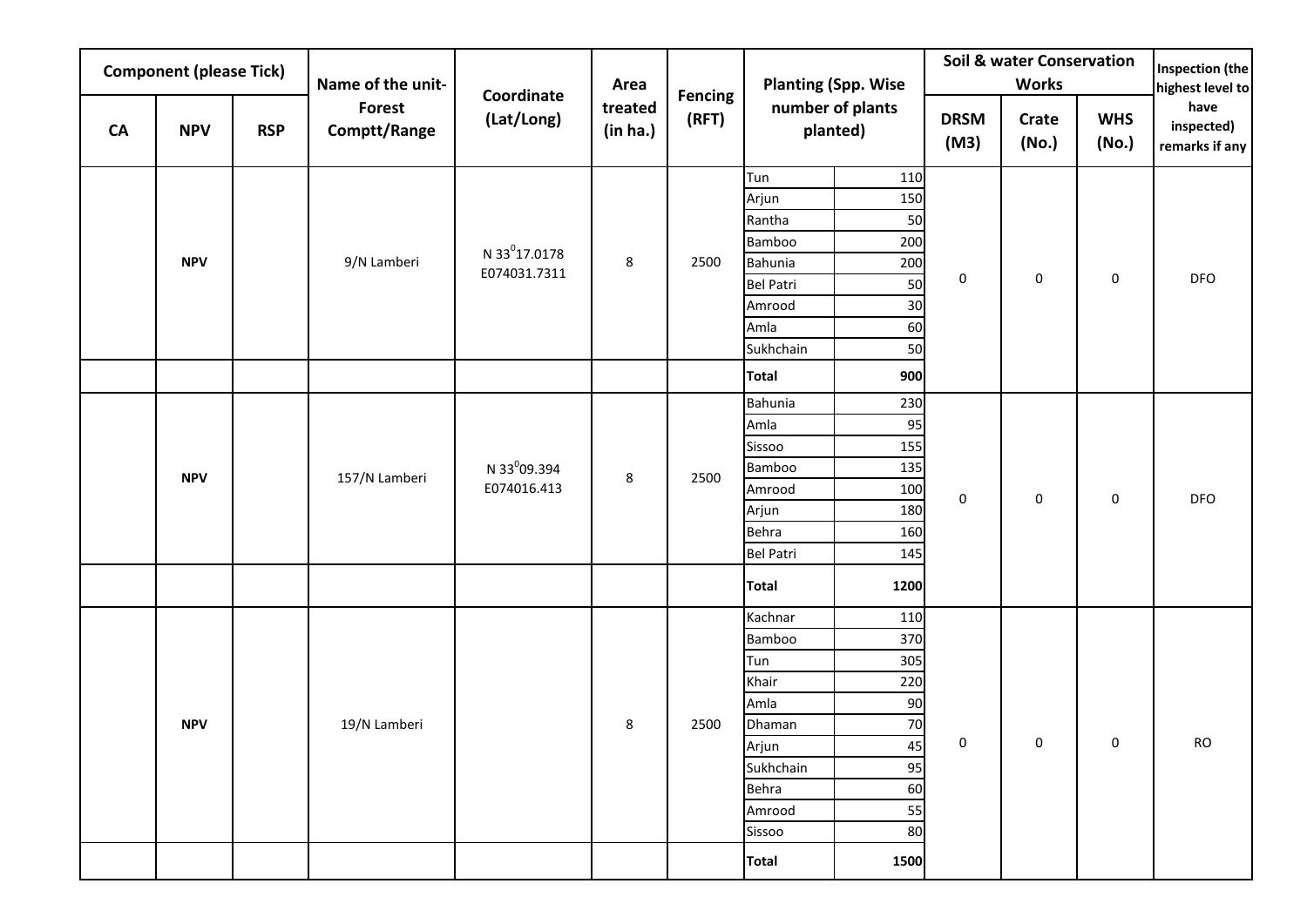| Component (please Tick) | | | Name of the unit- Forest Comptt/Range | Coordinate (Lat/Long) | Area treated (in ha.) | Fencing (RFT) | Planting (Spp. Wise number of plants planted) | | Soil & water Conservation Works | | | Inspection (the highest level to have inspected) remarks if any |
|---|---|---|---|---|---|---|---|---|---|---|---|---|
| CA | NPV | RSP | | | | | | | DRSM (M3) | Crate (No.) | WHS (No.) | |
| | NPV | | 9/N Lamberi | N $33^0$17.0178 E074031.7311 | 8 | 2500 | Tun | 110 | 0 | 0 | 0 | DFO |
| | | | | | | | Arjun | 150 | | | | |
| | | | | | | | Rantha | 50 | | | | |
| | | | | | | | Bamboo | 200 | | | | |
| | | | | | | | Bahunia | 200 | | | | |
| | | | | | | | Bel Patri | 50 | | | | |
| | | | | | | | Amrood | 30 | | | | |
| | | | | | | | Amla | 60 | | | | |
| | | | | | | | Sukhchain | 50 | | | | |
| | | | | | | | **Total** | **900** | | | | |
| | NPV | | 157/N Lamberi | N $33^0$09.394 E074016.413 | 8 | 2500 | Bahunia | 230 | 0 | 0 | 0 | DFO |
| | | | | | | | Amla | 95 | | | | |
| | | | | | | | Sissoo | 155 | | | | |
| | | | | | | | Bamboo | 135 | | | | |
| | | | | | | | Amrood | 100 | | | | |
| | | | | | | | Arjun | 180 | | | | |
| | | | | | | | Behra | 160 | | | | |
| | | | | | | | Bel Patri | 145 | | | | |
| | | | | | | | **Total** | **1200** | | | | |
| | NPV | | 19/N Lamberi | | 8 | 2500 | Kachnar | 110 | 0 | 0 | 0 | RO |
| | | | | | | | Bamboo | 370 | | | | |
| | | | | | | | Tun | 305 | | | | |
| | | | | | | | Khair | 220 | | | | |
| | | | | | | | Amla | 90 | | | | |
| | | | | | | | Dhaman | 70 | | | | |
| | | | | | | | Arjun | 45 | | | | |
| | | | | | | | Sukhchain | 95 | | | | |
| | | | | | | | Behra | 60 | | | | |
| | | | | | | | Amrood | 55 | | | | |
| | | | | | | | Sissoo | 80 | | | | |
| | | | | | | | **Total** | **1500** | | | | |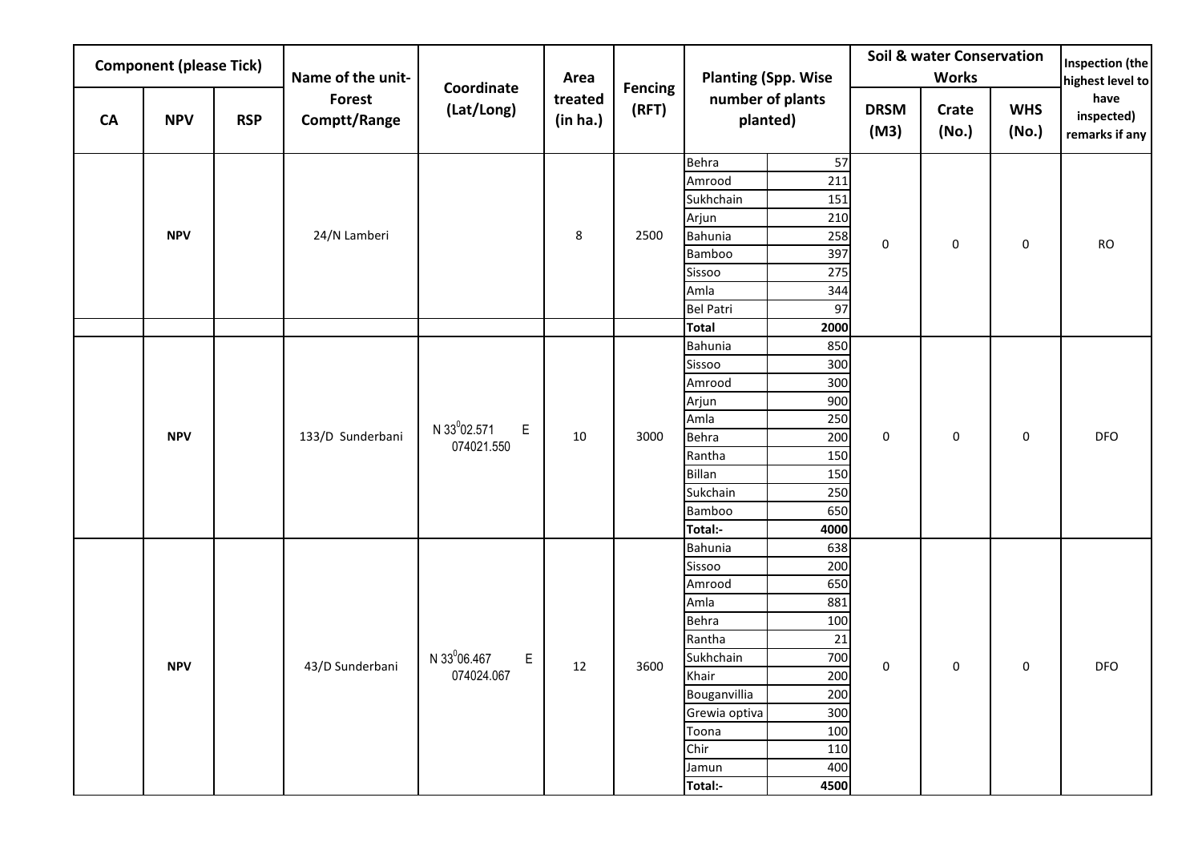| Component (please Tick) | | | Name of the unit- Forest Comptt/Range | Coordinate (Lat/Long) | Area treated (in ha.) | Fencing (RFT) | Planting (Spp. Wise number of plants planted) | | Soil & water Conservation Works | | | Inspection (the highest level to have inspected) remarks if any |
|---|---|---|---|---|---|---|---|---|---|---|---|---|
| CA | NPV | RSP | | | | | | | DRSM (M3) | Crate (No.) | WHS (No.) | |
| | NPV | | 24/N Lamberi | | 8 | 2500 | Behra | 57 | 0 | 0 | 0 | RO |
| | | | | | | | Amrood | 211 | | | | |
| | | | | | | | Sukhchain | 151 | | | | |
| | | | | | | | Arjun | 210 | | | | |
| | | | | | | | Bahunia | 258 | | | | |
| | | | | | | | Bamboo | 397 | | | | |
| | | | | | | | Sissoo | 275 | | | | |
| | | | | | | | Amla | 344 | | | | |
| | | | | | | | Bel Patri | 97 | | | | |
| | | | | | | | **Total** | **2000** | | | | |
| | NPV | | 133/D Sunderbani | N 33$^{0}$02.571 E 074021.550 | 10 | 3000 | Bahunia | 850 | 0 | 0 | 0 | DFO |
| | | | | | | | Sissoo | 300 | | | | |
| | | | | | | | Amrood | 300 | | | | |
| | | | | | | | Arjun | 900 | | | | |
| | | | | | | | Amla | 250 | | | | |
| | | | | | | | Behra | 200 | | | | |
| | | | | | | | Rantha | 150 | | | | |
| | | | | | | | Billan | 150 | | | | |
| | | | | | | | Sukchain | 250 | | | | |
| | | | | | | | Bamboo | 650 | | | | |
| | | | | | | | **Total:-** | **4000** | | | | |
| | NPV | | 43/D Sunderbani | N 33$^{0}$06.467 E 074024.067 | 12 | 3600 | Bahunia | 638 | 0 | 0 | 0 | DFO |
| | | | | | | | Sissoo | 200 | | | | |
| | | | | | | | Amrood | 650 | | | | |
| | | | | | | | Amla | 881 | | | | |
| | | | | | | | Behra | 100 | | | | |
| | | | | | | | Rantha | 21 | | | | |
| | | | | | | | Sukhchain | 700 | | | | |
| | | | | | | | Khair | 200 | | | | |
| | | | | | | | Bouganvillia | 200 | | | | |
| | | | | | | | Grewia optiva | 300 | | | | |
| | | | | | | | Toona | 100 | | | | |
| | | | | | | | Chir | 110 | | | | |
| | | | | | | | Jamun | 400 | | | | |
| | | | | | | | **Total:-** | **4500** | | | | |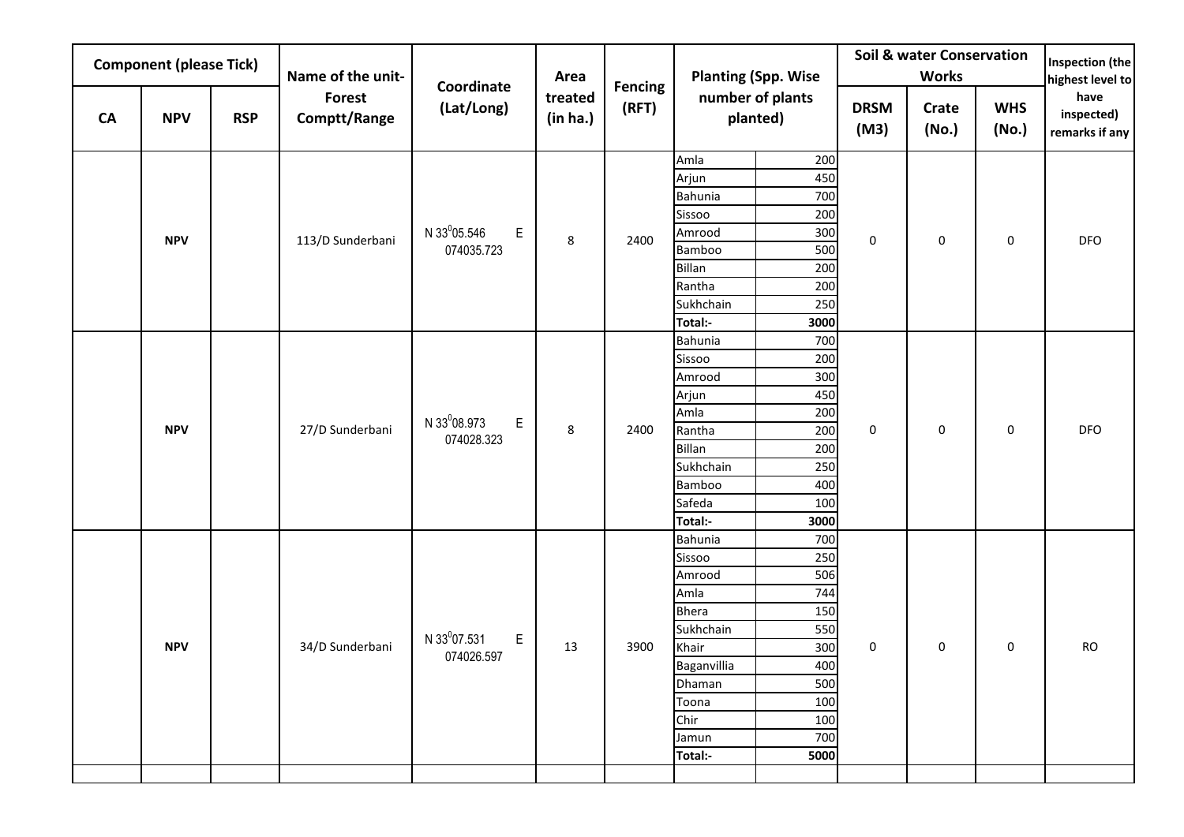| Component (please Tick) | | | Name of the unit- Forest Comptt/Range | Coordinate (Lat/Long) | Area treated (in ha.) | Fencing (RFT) | Planting (Spp. Wise number of plants planted) | | Soil & water Conservation Works | | | Inspection (the highest level to have inspected) remarks if any |
|---|---|---|---|---|---|---|---|---|---|---|---|---|
| CA | NPV | RSP | | | | | | | DRSM (M3) | Crate (No.) | WHS (No.) | |
| | NPV | | 113/D Sunderbani | N $33^{0}05.546$ E 074035.723 | 8 | 2400 | Amla | 200 | 0 | 0 | 0 | DFO |
| | | | | | | | Arjun | 450 | | | | |
| | | | | | | | Bahunia | 700 | | | | |
| | | | | | | | Sissoo | 200 | | | | |
| | | | | | | | Amrood | 300 | | | | |
| | | | | | | | Bamboo | 500 | | | | |
| | | | | | | | Billan | 200 | | | | |
| | | | | | | | Rantha | 200 | | | | |
| | | | | | | | Sukhchain | 250 | | | | |
| | | | | | | | **Total:-** | **3000** | | | | |
| | NPV | | 27/D Sunderbani | N $33^{0}08.973$ E 074028.323 | 8 | 2400 | Bahunia | 700 | 0 | 0 | 0 | DFO |
| | | | | | | | Sissoo | 200 | | | | |
| | | | | | | | Amrood | 300 | | | | |
| | | | | | | | Arjun | 450 | | | | |
| | | | | | | | Amla | 200 | | | | |
| | | | | | | | Rantha | 200 | | | | |
| | | | | | | | Billan | 200 | | | | |
| | | | | | | | Sukhchain | 250 | | | | |
| | | | | | | | Bamboo | 400 | | | | |
| | | | | | | | Safeda | 100 | | | | |
| | | | | | | | **Total:-** | **3000** | | | | |
| | NPV | | 34/D Sunderbani | N $33^{0}07.531$ E 074026.597 | 13 | 3900 | Bahunia | 700 | 0 | 0 | 0 | RO |
| | | | | | | | Sissoo | 250 | | | | |
| | | | | | | | Amrood | 506 | | | | |
| | | | | | | | Amla | 744 | | | | |
| | | | | | | | Bhera | 150 | | | | |
| | | | | | | | Sukhchain | 550 | | | | |
| | | | | | | | Khair | 300 | | | | |
| | | | | | | | Baganvillia | 400 | | | | |
| | | | | | | | Dhaman | 500 | | | | |
| | | | | | | | Toona | 100 | | | | |
| | | | | | | | Chir | 100 | | | | |
| | | | | | | | Jamun | 700 | | | | |
| | | | | | | | **Total:-** | **5000** | | | | |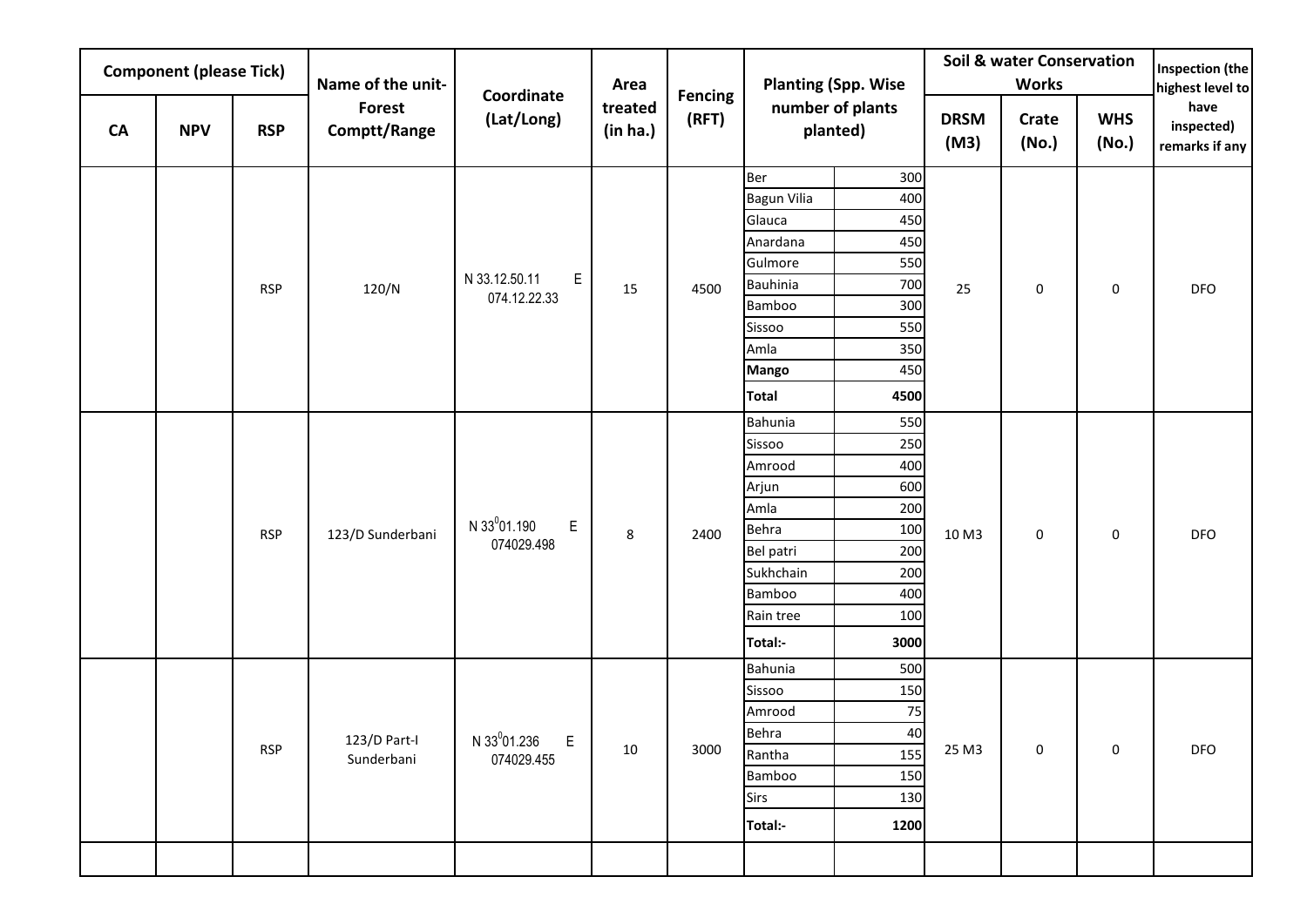| Component (please Tick) | | | Name of the unit-Forest Comptt/Range | Coordinate (Lat/Long) | Area treated (in ha.) | Fencing (RFT) | Planting (Spp. Wise number of plants planted) | | Soil & water Conservation Works | | | Inspection (the highest level to have inspected) remarks if any |
|---|---|---|---|---|---|---|---|---|---|---|---|---|
| CA | NPV | RSP | | | | | | | DRSM (M3) | Crate (No.) | WHS (No.) | |
| | | RSP | 120/N | N 33.12.50.11 E 074.12.22.33 | 15 | 4500 | Ber | 300 | 25 | 0 | 0 | DFO |
| | | | | | | | Bagun Vilia | 400 | | | | |
| | | | | | | | Glauca | 450 | | | | |
| | | | | | | | Anardana | 450 | | | | |
| | | | | | | | Gulmore | 550 | | | | |
| | | | | | | | Bauhinia | 700 | | | | |
| | | | | | | | Bamboo | 300 | | | | |
| | | | | | | | Sissoo | 550 | | | | |
| | | | | | | | Amla | 350 | | | | |
| | | | | | | | **Mango** | 450 | | | | |
| | | | | | | | **Total** | **4500** | | | | |
| | | RSP | 123/D Sunderbani | N 33$^{0}$01.190 E 074029.498 | 8 | 2400 | Bahunia | 550 | 10 M3 | 0 | 0 | DFO |
| | | | | | | | Sissoo | 250 | | | | |
| | | | | | | | Amrood | 400 | | | | |
| | | | | | | | Arjun | 600 | | | | |
| | | | | | | | Amla | 200 | | | | |
| | | | | | | | Behra | 100 | | | | |
| | | | | | | | Bel patri | 200 | | | | |
| | | | | | | | Sukhchain | 200 | | | | |
| | | | | | | | Bamboo | 400 | | | | |
| | | | | | | | Rain tree | 100 | | | | |
| | | | | | | | **Total:-** | **3000** | | | | |
| | | RSP | 123/D Part-I Sunderbani | N 33$^{0}$01.236 E 074029.455 | 10 | 3000 | Bahunia | 500 | 25 M3 | 0 | 0 | DFO |
| | | | | | | | Sissoo | 150 | | | | |
| | | | | | | | Amrood | 75 | | | | |
| | | | | | | | Behra | 40 | | | | |
| | | | | | | | Rantha | 155 | | | | |
| | | | | | | | Bamboo | 150 | | | | |
| | | | | | | | Sirs | 130 | | | | |
| | | | | | | | **Total:-** | **1200** | | | | |
| | | | | | | | | | | | | |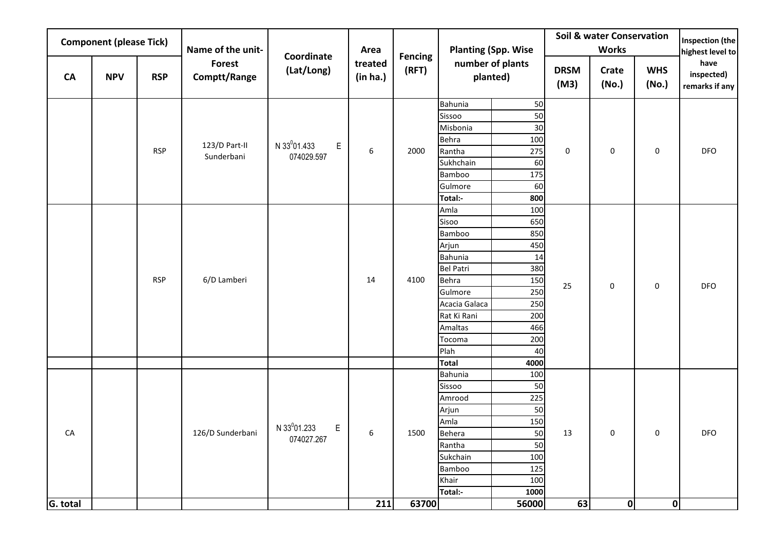| Component (please Tick) | | | Name of the unit-Forest Comptt/Range | Coordinate (Lat/Long) | Area treated (in ha.) | Fencing (RFT) | Planting (Spp. Wise number of plants planted) | | Soil & water Conservation Works | | | Inspection (the highest level to have inspected) remarks if any |
|---|---|---|---|---|---|---|---|---|---|---|---|---|
| CA | NPV | RSP | | | | | | | DRSM (M3) | Crate (No.) | WHS (No.) | |
| | | RSP | 123/D Part-II Sunderbani | N 33$^0$01.433 E 074029.597 | 6 | 2000 | Bahunia | 50 | 0 | 0 | 0 | DFO |
| | | | | | | | Sissoo | 50 | | | | |
| | | | | | | | Misbonia | 30 | | | | |
| | | | | | | | Behra | 100 | | | | |
| | | | | | | | Rantha | 275 | | | | |
| | | | | | | | Sukhchain | 60 | | | | |
| | | | | | | | Bamboo | 175 | | | | |
| | | | | | | | Gulmore | 60 | | | | |
| | | | | | | | **Total:-** | **800** | | | | |
| | | RSP | 6/D Lamberi | | 14 | 4100 | Amla | 100 | 25 | 0 | 0 | DFO |
| | | | | | | | Sisoo | 650 | | | | |
| | | | | | | | Bamboo | 850 | | | | |
| | | | | | | | Arjun | 450 | | | | |
| | | | | | | | Bahunia | 14 | | | | |
| | | | | | | | Bel Patri | 380 | | | | |
| | | | | | | | Behra | 150 | | | | |
| | | | | | | | Gulmore | 250 | | | | |
| | | | | | | | Acacia Galaca | 250 | | | | |
| | | | | | | | Rat Ki Rani | 200 | | | | |
| | | | | | | | Amaltas | 466 | | | | |
| | | | | | | | Tocoma | 200 | | | | |
| | | | | | | | Plah | 40 | | | | |
| | | | | | | | **Total** | **4000** | | | | |
| CA | | | 126/D Sunderbani | N 33$^0$01.233 E 074027.267 | 6 | 1500 | Bahunia | 100 | 13 | 0 | 0 | DFO |
| | | | | | | | Sissoo | 50 | | | | |
| | | | | | | | Amrood | 225 | | | | |
| | | | | | | | Arjun | 50 | | | | |
| | | | | | | | Amla | 150 | | | | |
| | | | | | | | Behera | 50 | | | | |
| | | | | | | | Rantha | 50 | | | | |
| | | | | | | | Sukchain | 100 | | | | |
| | | | | | | | Bamboo | 125 | | | | |
| | | | | | | | Khair | 100 | | | | |
| | | | | | | | **Total:-** | **1000** | | | | |
| **G. total** | | | | | **211** | **63700** | | **56000** | **63** | **0** | **0** | |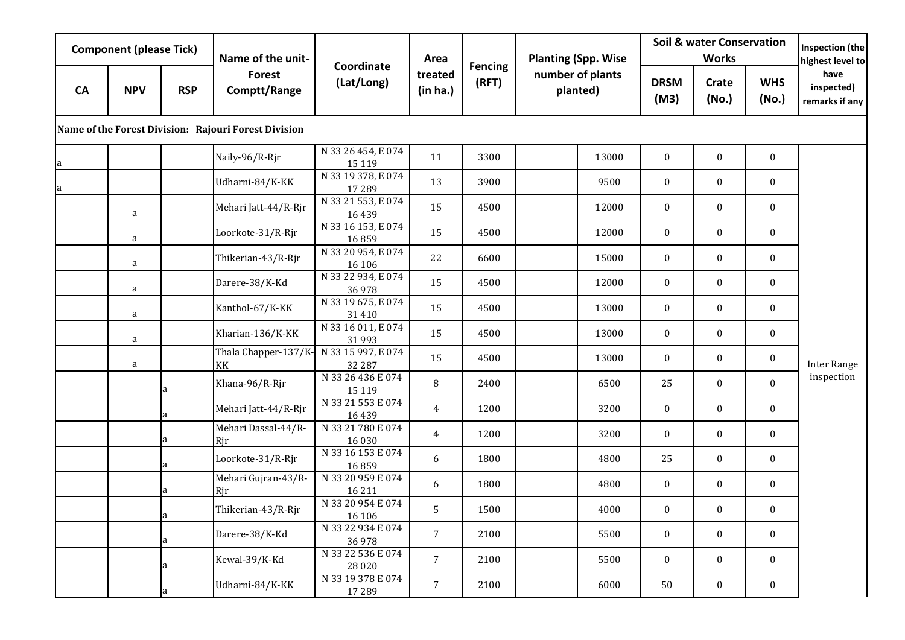| Component (please Tick) | | | Name of the unit- Forest Comptt/Range | Coordinate (Lat/Long) | Area treated (in ha.) | Fencing (RFT) | Planting (Spp. Wise number of plants planted) | | Soil & water Conservation Works | | | Inspection (the highest level to have inspected) remarks if any |
|---|---|---|---|---|---|---|---|---|---|---|---|---|
| CA | NPV | RSP | | | | | | | DRSM (M3) | Crate (No.) | WHS (No.) | |
| **Name of the Forest Division: Rajouri Forest Division** | | | | | | | | | | | | |
| a | | | Naily-96/R-Rjr | N 33 26 454, E 074 15 119 | 11 | 3300 | | 13000 | 0 | 0 | 0 | Inter Range inspection |
| a | | | Udharni-84/K-KK | N 33 19 378, E 074 17 289 | 13 | 3900 | | 9500 | 0 | 0 | 0 | |
| | a | | Mehari Jatt-44/R-Rjr | N 33 21 553, E 074 16 439 | 15 | 4500 | | 12000 | 0 | 0 | 0 | |
| | a | | Loorkote-31/R-Rjr | N 33 16 153, E 074 16 859 | 15 | 4500 | | 12000 | 0 | 0 | 0 | |
| | a | | Thikerian-43/R-Rjr | N 33 20 954, E 074 16 106 | 22 | 6600 | | 15000 | 0 | 0 | 0 | |
| | a | | Darere-38/K-Kd | N 33 22 934, E 074 36 978 | 15 | 4500 | | 12000 | 0 | 0 | 0 | |
| | a | | Kanthol-67/K-KK | N 33 19 675, E 074 31 410 | 15 | 4500 | | 13000 | 0 | 0 | 0 | |
| | a | | Kharian-136/K-KK | N 33 16 011, E 074 31 993 | 15 | 4500 | | 13000 | 0 | 0 | 0 | |
| | a | | Thala Chapper-137/K-KK | N 33 15 997, E 074 32 287 | 15 | 4500 | | 13000 | 0 | 0 | 0 | |
| | | a | Khana-96/R-Rjr | N 33 26 436 E 074 15 119 | 8 | 2400 | | 6500 | 25 | 0 | 0 | |
| | | a | Mehari Jatt-44/R-Rjr | N 33 21 553 E 074 16 439 | 4 | 1200 | | 3200 | 0 | 0 | 0 | |
| | | a | Mehari Dassal-44/R-Rjr | N 33 21 780 E 074 16 030 | 4 | 1200 | | 3200 | 0 | 0 | 0 | |
| | | a | Loorkote-31/R-Rjr | N 33 16 153 E 074 16 859 | 6 | 1800 | | 4800 | 25 | 0 | 0 | |
| | | a | Mehari Gujran-43/R-Rjr | N 33 20 959 E 074 16 211 | 6 | 1800 | | 4800 | 0 | 0 | 0 | |
| | | a | Thikerian-43/R-Rjr | N 33 20 954 E 074 16 106 | 5 | 1500 | | 4000 | 0 | 0 | 0 | |
| | | a | Darere-38/K-Kd | N 33 22 934 E 074 36 978 | 7 | 2100 | | 5500 | 0 | 0 | 0 | |
| | | a | Kewal-39/K-Kd | N 33 22 536 E 074 28 020 | 7 | 2100 | | 5500 | 0 | 0 | 0 | |
| | | a | Udharni-84/K-KK | N 33 19 378 E 074 17 289 | 7 | 2100 | | 6000 | 50 | 0 | 0 | |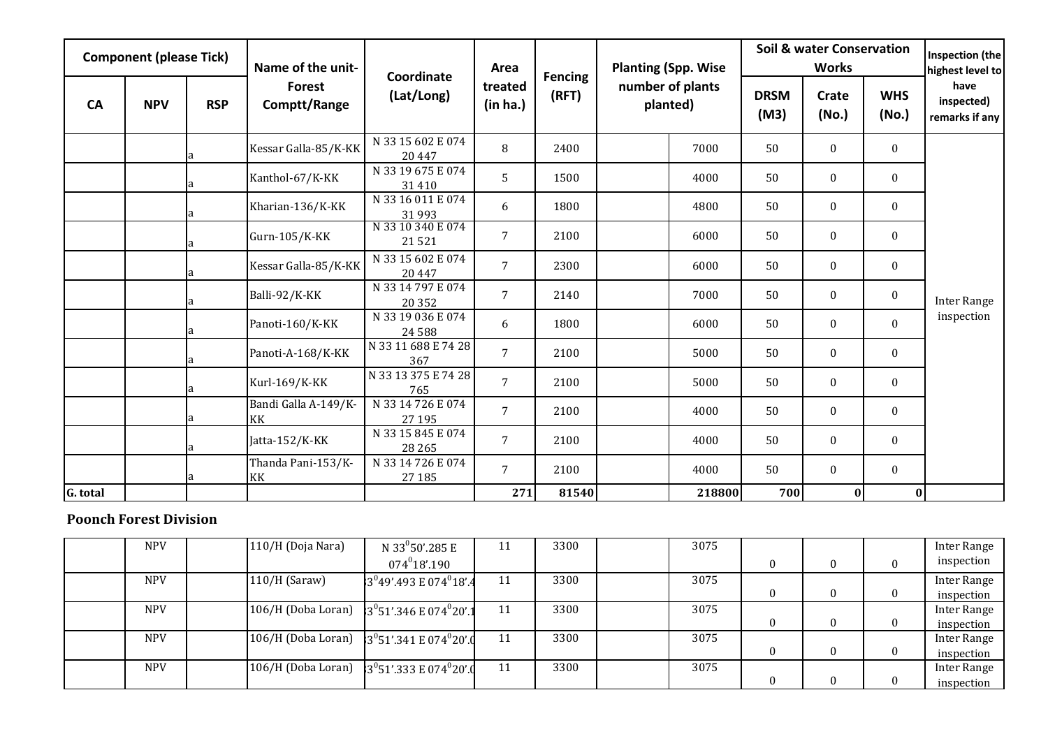| Component (please Tick) | | | Name of the unit-Forest Comptt/Range | Coordinate (Lat/Long) | Area treated (in ha.) | Fencing (RFT) | Planting (Spp. Wise number of plants planted) | | Soil & water Conservation Works | | | Inspection (the highest level to have inspected) remarks if any |
|---|---|---|---|---|---|---|---|---|---|---|---|---|
| CA | NPV | RSP | | | | | | | DRSM (M3) | Crate (No.) | WHS (No.) | |
| | | a | Kessar Galla-85/K-KK | N 33 15 602 E 074 20 447 | 8 | 2400 | | 7000 | 50 | 0 | 0 | Inter Range inspection |
| | | a | Kanthol-67/K-KK | N 33 19 675 E 074 31 410 | 5 | 1500 | | 4000 | 50 | 0 | 0 | |
| | | a | Kharian-136/K-KK | N 33 16 011 E 074 31 993 | 6 | 1800 | | 4800 | 50 | 0 | 0 | |
| | | a | Gurn-105/K-KK | N 33 10 340 E 074 21 521 | 7 | 2100 | | 6000 | 50 | 0 | 0 | |
| | | a | Kessar Galla-85/K-KK | N 33 15 602 E 074 20 447 | 7 | 2300 | | 6000 | 50 | 0 | 0 | |
| | | a | Balli-92/K-KK | N 33 14 797 E 074 20 352 | 7 | 2140 | | 7000 | 50 | 0 | 0 | |
| | | a | Panoti-160/K-KK | N 33 19 036 E 074 24 588 | 6 | 1800 | | 6000 | 50 | 0 | 0 | |
| | | a | Panoti-A-168/K-KK | N 33 11 688 E 74 28 367 | 7 | 2100 | | 5000 | 50 | 0 | 0 | |
| | | a | Kurl-169/K-KK | N 33 13 375 E 74 28 765 | 7 | 2100 | | 5000 | 50 | 0 | 0 | |
| | | a | Bandi Galla A-149/K-KK | N 33 14 726 E 074 27 195 | 7 | 2100 | | 4000 | 50 | 0 | 0 | |
| | | a | Jatta-152/K-KK | N 33 15 845 E 074 28 265 | 7 | 2100 | | 4000 | 50 | 0 | 0 | |
| | | a | Thanda Pani-153/K-KK | N 33 14 726 E 074 27 185 | 7 | 2100 | | 4000 | 50 | 0 | 0 | |
| G. total | | | | | 271 | 81540 | | 218800 | 700 | 0 | 0 | |

**Poonch Forest Division**

| | NPV | | 110/H (Doja Nara) | N 33$^0$50'.285 E 074$^0$18'.190 | 11 | 3300 | | 3075 | 0 | 0 | 0 | Inter Range inspection |
|---|---|---|---|---|---|---|---|---|---|---|---|---|
| | NPV | | 110/H (Saraw) | 3$^0$49'.493 E 074$^0$18'.4 | 11 | 3300 | | 3075 | 0 | 0 | 0 | Inter Range inspection |
| | NPV | | 106/H (Doba Loran) | 3$^0$51'.346 E 074$^0$20'.1 | 11 | 3300 | | 3075 | 0 | 0 | 0 | Inter Range inspection |
| | NPV | | 106/H (Doba Loran) | 3$^0$51'.341 E 074$^0$20'.0 | 11 | 3300 | | 3075 | 0 | 0 | 0 | Inter Range inspection |
| | NPV | | 106/H (Doba Loran) | 3$^0$51'.333 E 074$^0$20'.0 | 11 | 3300 | | 3075 | 0 | 0 | 0 | Inter Range inspection |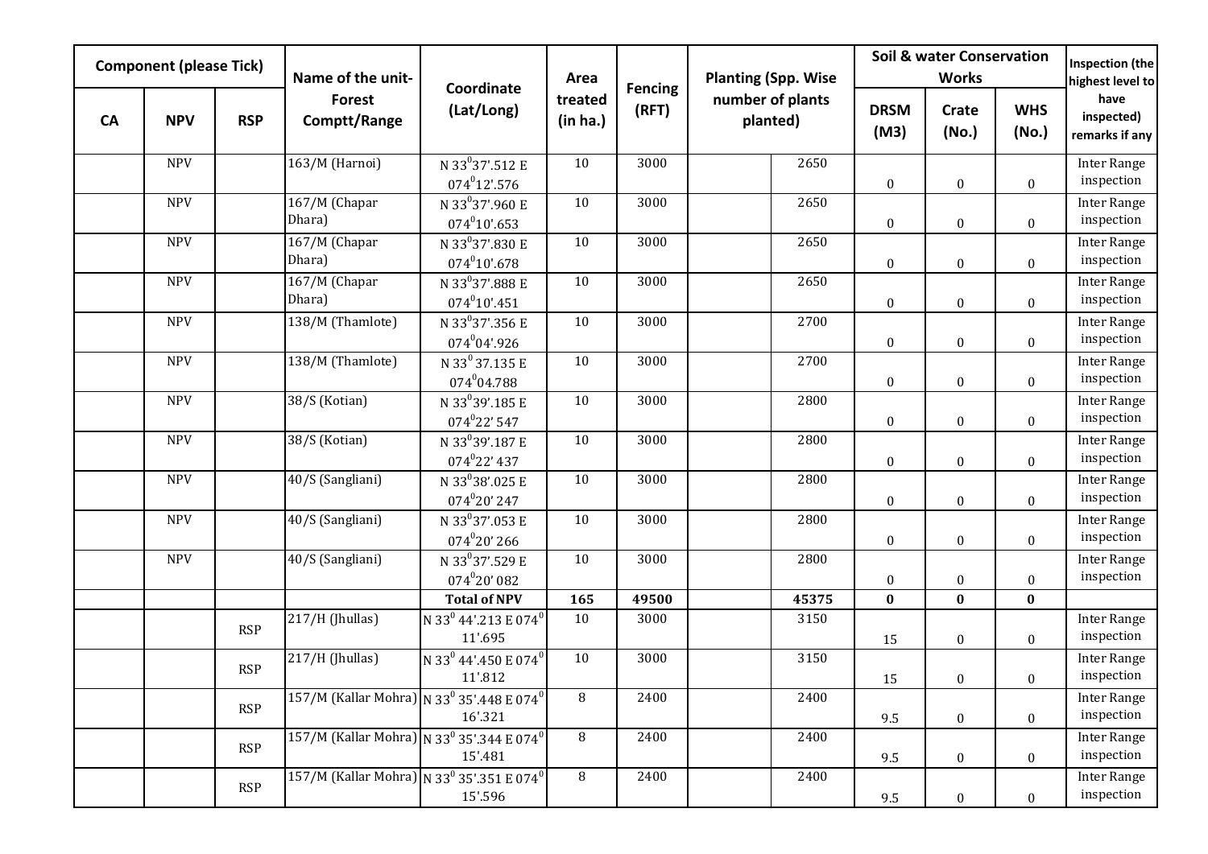| Component (please Tick) | | | Name of the unit-Forest Comptt/Range | Coordinate (Lat/Long) | Area treated (in ha.) | Fencing (RFT) | Planting (Spp. Wise number of plants planted) | | Soil & water Conservation Works | | | Inspection (the highest level to have inspected) remarks if any |
|---|---|---|---|---|---|---|---|---|---|---|---|---|
| CA | NPV | RSP | | | | | | | DRSM (M3) | Crate (No.) | WHS (No.) | |
| | NPV | | 163/M (Harnoi) | N 33$^{0}$37'.512 E 074$^{0}$12'.576 | 10 | 3000 | | 2650 | 0 | 0 | 0 | Inter Range inspection |
| | NPV | | 167/M (Chapar Dhara) | N 33$^{0}$37'.960 E 074$^{0}$10'.653 | 10 | 3000 | | 2650 | 0 | 0 | 0 | Inter Range inspection |
| | NPV | | 167/M (Chapar Dhara) | N 33$^{0}$37'.830 E 074$^{0}$10'.678 | 10 | 3000 | | 2650 | 0 | 0 | 0 | Inter Range inspection |
| | NPV | | 167/M (Chapar Dhara) | N 33$^{0}$37'.888 E 074$^{0}$10'.451 | 10 | 3000 | | 2650 | 0 | 0 | 0 | Inter Range inspection |
| | NPV | | 138/M (Thamlote) | N 33$^{0}$37'.356 E 074$^{0}$04'.926 | 10 | 3000 | | 2700 | 0 | 0 | 0 | Inter Range inspection |
| | NPV | | 138/M (Thamlote) | N 33$^{0}$ 37.135 E 074$^{0}$04.788 | 10 | 3000 | | 2700 | 0 | 0 | 0 | Inter Range inspection |
| | NPV | | 38/S (Kotian) | N 33$^{0}$39'.185 E 074$^{0}$22' 547 | 10 | 3000 | | 2800 | 0 | 0 | 0 | Inter Range inspection |
| | NPV | | 38/S (Kotian) | N 33$^{0}$39'.187 E 074$^{0}$22' 437 | 10 | 3000 | | 2800 | 0 | 0 | 0 | Inter Range inspection |
| | NPV | | 40/S (Sangliani) | N 33$^{0}$38'.025 E 074$^{0}$20' 247 | 10 | 3000 | | 2800 | 0 | 0 | 0 | Inter Range inspection |
| | NPV | | 40/S (Sangliani) | N 33$^{0}$37'.053 E 074$^{0}$20' 266 | 10 | 3000 | | 2800 | 0 | 0 | 0 | Inter Range inspection |
| | NPV | | 40/S (Sangliani) | N 33$^{0}$37'.529 E 074$^{0}$20' 082 | 10 | 3000 | | 2800 | 0 | 0 | 0 | Inter Range inspection |
| | | | | **Total of NPV** | **165** | **49500** | | **45375** | **0** | **0** | **0** | |
| | | RSP | 217/H (Jhullas) | N 33$^{0}$ 44'.213 E 074$^{0}$ 11'.695 | 10 | 3000 | | 3150 | 15 | 0 | 0 | Inter Range inspection |
| | | RSP | 217/H (Jhullas) | N 33$^{0}$ 44'.450 E 074$^{0}$ 11'.812 | 10 | 3000 | | 3150 | 15 | 0 | 0 | Inter Range inspection |
| | | RSP | 157/M (Kallar Mohra) | N 33$^{0}$ 35'.448 E 074$^{0}$ 16'.321 | 8 | 2400 | | 2400 | 9.5 | 0 | 0 | Inter Range inspection |
| | | RSP | 157/M (Kallar Mohra) | N 33$^{0}$ 35'.344 E 074$^{0}$ 15'.481 | 8 | 2400 | | 2400 | 9.5 | 0 | 0 | Inter Range inspection |
| | | RSP | 157/M (Kallar Mohra) | N 33$^{0}$ 35'.351 E 074$^{0}$ 15'.596 | 8 | 2400 | | 2400 | 9.5 | 0 | 0 | Inter Range inspection |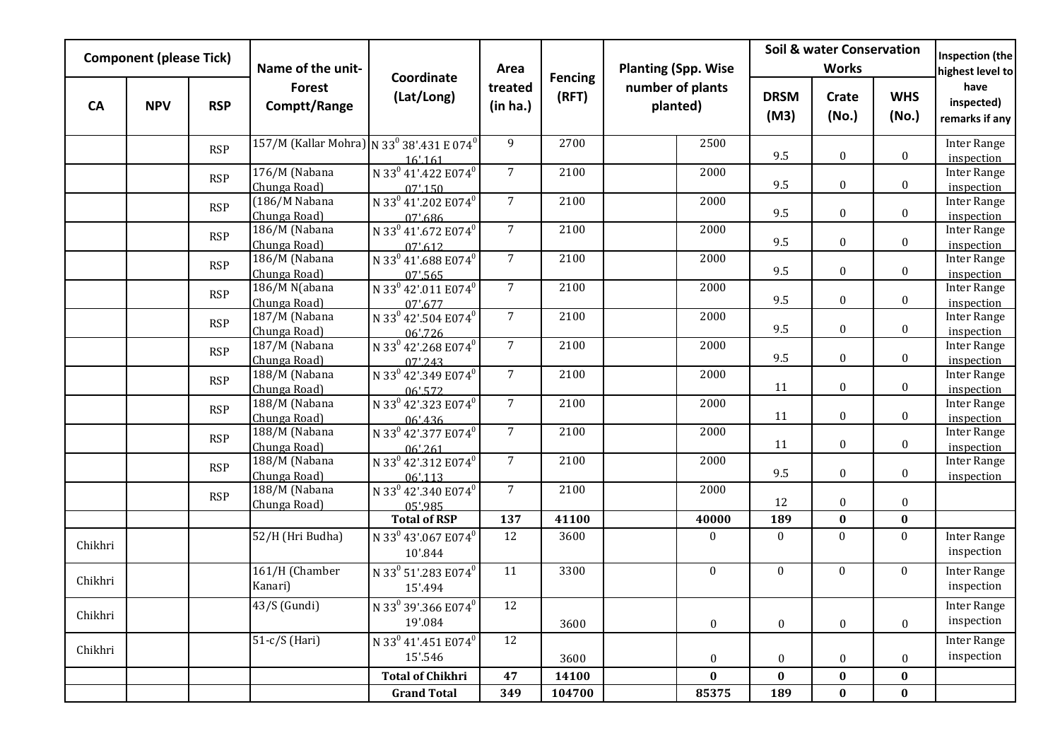| Component (please Tick) | | | Name of the unit-Forest Comptt/Range | Coordinate (Lat/Long) | Area treated (in ha.) | Fencing (RFT) | Planting (Spp. Wise number of plants planted) | | Soil & water Conservation Works | | | Inspection (the highest level to have inspected) remarks if any |
|---|---|---|---|---|---|---|---|---|---|---|---|---|
| CA | NPV | RSP | | | | | | | DRSM (M3) | Crate (No.) | WHS (No.) | |
| | | RSP | 157/M (Kallar Mohra) | N $33^0$ 38'.431 E $074^0$ 16'.161 | 9 | 2700 | | 2500 | 9.5 | 0 | 0 | Inter Range inspection |
| | | RSP | 176/M (Nabana Chunga Road) | N $33^0$ 41'.422 E$074^0$ 07'.150 | 7 | 2100 | | 2000 | 9.5 | 0 | 0 | Inter Range inspection |
| | | RSP | (186/M Nabana Chunga Road) | N $33^0$ 41'.202 E$074^0$ 07'.686 | 7 | 2100 | | 2000 | 9.5 | 0 | 0 | Inter Range inspection |
| | | RSP | 186/M (Nabana Chunga Road) | N $33^0$ 41'.672 E$074^0$ 07'.612 | 7 | 2100 | | 2000 | 9.5 | 0 | 0 | Inter Range inspection |
| | | RSP | 186/M (Nabana Chunga Road) | N $33^0$ 41'.688 E$074^0$ 07'.565 | 7 | 2100 | | 2000 | 9.5 | 0 | 0 | Inter Range inspection |
| | | RSP | 186/M N(abana Chunga Road) | N $33^0$ 42'.011 E$074^0$ 07'.677 | 7 | 2100 | | 2000 | 9.5 | 0 | 0 | Inter Range inspection |
| | | RSP | 187/M (Nabana Chunga Road) | N $33^0$ 42'.504 E$074^0$ 06'.726 | 7 | 2100 | | 2000 | 9.5 | 0 | 0 | Inter Range inspection |
| | | RSP | 187/M (Nabana Chunga Road) | N $33^0$ 42'.268 E$074^0$ 07'.243 | 7 | 2100 | | 2000 | 9.5 | 0 | 0 | Inter Range inspection |
| | | RSP | 188/M (Nabana Chunga Road) | N $33^0$ 42'.349 E$074^0$ 06'.572 | 7 | 2100 | | 2000 | 11 | 0 | 0 | Inter Range inspection |
| | | RSP | 188/M (Nabana Chunga Road) | N $33^0$ 42'.323 E$074^0$ 06'.436 | 7 | 2100 | | 2000 | 11 | 0 | 0 | Inter Range inspection |
| | | RSP | 188/M (Nabana Chunga Road) | N $33^0$ 42'.377 E$074^0$ 06'.261 | 7 | 2100 | | 2000 | 11 | 0 | 0 | Inter Range inspection |
| | | RSP | 188/M (Nabana Chunga Road) | N $33^0$ 42'.312 E$074^0$ 06'.113 | 7 | 2100 | | 2000 | 9.5 | 0 | 0 | Inter Range inspection |
| | | RSP | 188/M (Nabana Chunga Road) | N $33^0$ 42'.340 E$074^0$ 05'.985 | 7 | 2100 | | 2000 | 12 | 0 | 0 | |
| | | | | **Total of RSP** | **137** | **41100** | | **40000** | **189** | **0** | **0** | |
| Chikhri | | | 52/H (Hri Budha) | N $33^0$ 43'.067 E$074^0$ 10'.844 | 12 | 3600 | | 0 | 0 | 0 | 0 | Inter Range inspection |
| Chikhri | | | 161/H (Chamber Kanari) | N $33^0$ 51'.283 E$074^0$ 15'.494 | 11 | 3300 | | 0 | 0 | 0 | 0 | Inter Range inspection |
| Chikhri | | | 43/S (Gundi) | N $33^0$ 39'.366 E$074^0$ 19'.084 | 12 | 3600 | | 0 | 0 | 0 | 0 | Inter Range inspection |
| Chikhri | | | 51-c/S (Hari) | N $33^0$ 41'.451 E$074^0$ 15'.546 | 12 | 3600 | | 0 | 0 | 0 | 0 | Inter Range inspection |
| | | | | **Total of Chikhri** | **47** | **14100** | | **0** | **0** | **0** | **0** | |
| | | | | **Grand Total** | **349** | **104700** | | **85375** | **189** | **0** | **0** | |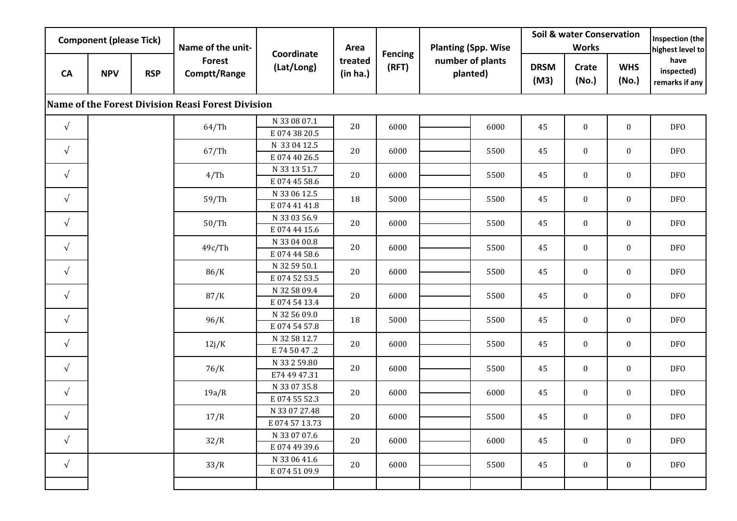| Component (please Tick) | | | Name of the unit-Forest Comptt/Range | Coordinate (Lat/Long) | Area treated (in ha.) | Fencing (RFT) | Planting (Spp. Wise number of plants planted) | | Soil & water Conservation Works | | | Inspection (the highest level to have inspected) remarks if any |
|---|---|---|---|---|---|---|---|---|---|---|---|---|
| CA | NPV | RSP | | | | | | | DRSM (M3) | Crate (No.) | WHS (No.) | |
| **Name of the Forest Division Reasi Forest Division** | | | | | | | | | | | | |
| √ | | | 64/Th | N 33 08 07.1<br>E 074 38 20.5 | 20 | 6000 | | 6000 | 45 | 0 | 0 | DFO |
| √ | | | 67/Th | N 33 04 12.5<br>E 074 40 26.5 | 20 | 6000 | | 5500 | 45 | 0 | 0 | DFO |
| √ | | | 4/Th | N 33 13 51.7<br>E 074 45 58.6 | 20 | 6000 | | 5500 | 45 | 0 | 0 | DFO |
| √ | | | 59/Th | N 33 06 12.5<br>E 074 41 41.8 | 18 | 5000 | | 5500 | 45 | 0 | 0 | DFO |
| √ | | | 50/Th | N 33 03 56.9<br>E 074 44 15.6 | 20 | 6000 | | 5500 | 45 | 0 | 0 | DFO |
| √ | | | 49c/Th | N 33 04 00.8<br>E 074 44 58.6 | 20 | 6000 | | 5500 | 45 | 0 | 0 | DFO |
| √ | | | 86/K | N 32 59 50.1<br>E 074 52 53.5 | 20 | 6000 | | 5500 | 45 | 0 | 0 | DFO |
| √ | | | 87/K | N 32 58 09.4<br>E 074 54 13.4 | 20 | 6000 | | 5500 | 45 | 0 | 0 | DFO |
| √ | | | 96/K | N 32 56 09.0<br>E 074 54 57.8 | 18 | 5000 | | 5500 | 45 | 0 | 0 | DFO |
| √ | | | 12j/K | N 32 58 12.7<br>E 74 50 47 .2 | 20 | 6000 | | 5500 | 45 | 0 | 0 | DFO |
| √ | | | 76/K | N 33 2 59.80<br>E74 49 47.31 | 20 | 6000 | | 5500 | 45 | 0 | 0 | DFO |
| √ | | | 19a/R | N 33 07 35.8<br>E 074 55 52.3 | 20 | 6000 | | 6000 | 45 | 0 | 0 | DFO |
| √ | | | 17/R | N 33 07 27.48<br>E 074 57 13.73 | 20 | 6000 | | 5500 | 45 | 0 | 0 | DFO |
| √ | | | 32/R | N 33 07 07.6<br>E 074 49 39.6 | 20 | 6000 | | 6000 | 45 | 0 | 0 | DFO |
| √ | | | 33/R | N 33 06 41.6<br>E 074 51 09.9 | 20 | 6000 | | 5500 | 45 | 0 | 0 | DFO |
| | | | | | | | | | | | | |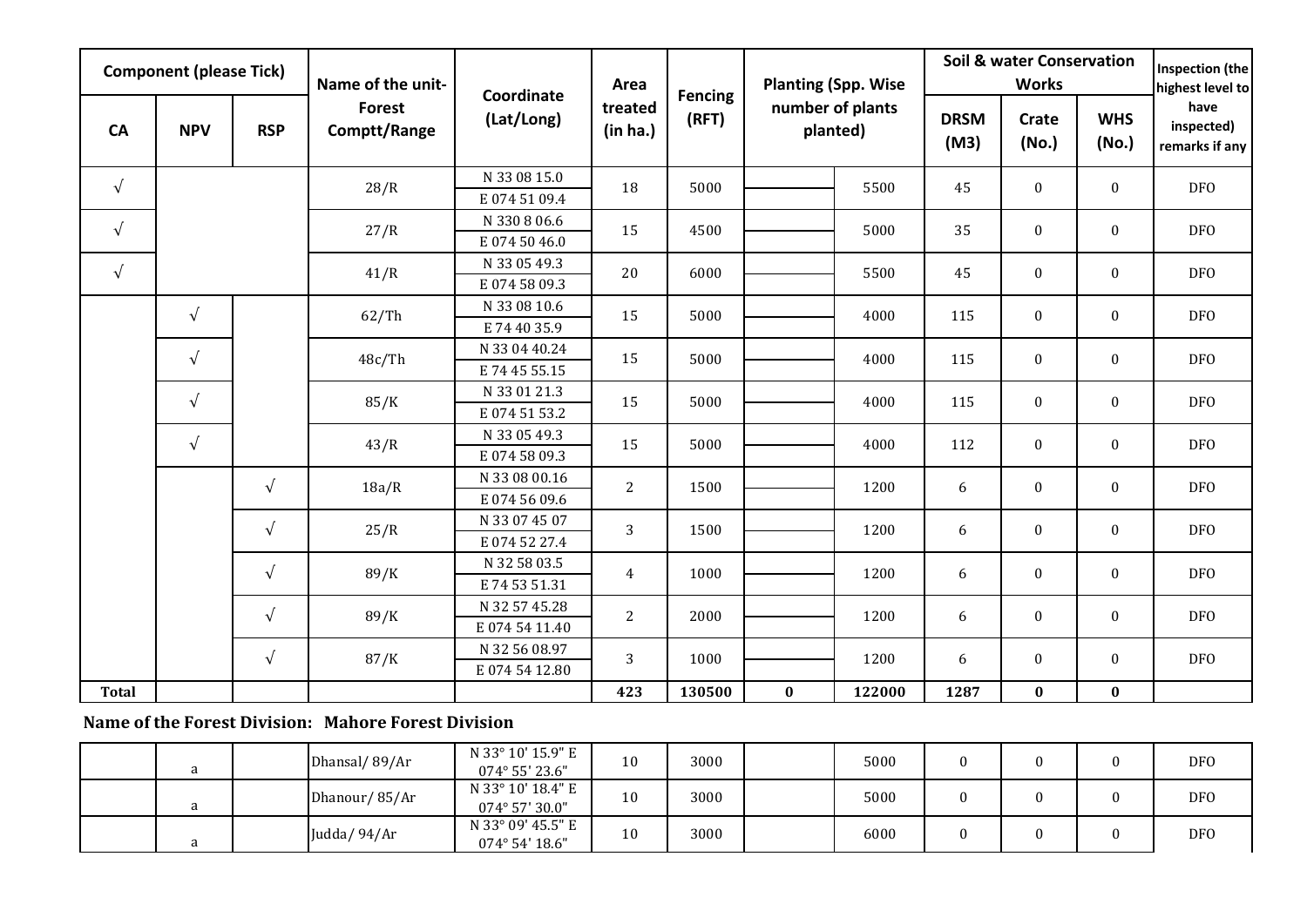| Component (please Tick) | | | Name of the unit-Forest Comptt/Range | Coordinate (Lat/Long) | Area treated (in ha.) | Fencing (RFT) | Planting (Spp. Wise number of plants planted) | | Soil & water Conservation Works | | | Inspection (the highest level to have inspected) remarks if any |
|---|---|---|---|---|---|---|---|---|---|---|---|---|
| CA | NPV | RSP | | | | | | | DRSM (M3) | Crate (No.) | WHS (No.) | |
| √ | | | 28/R | N 33 08 15.0<br>E 074 51 09.4 | 18 | 5000 | | 5500 | 45 | 0 | 0 | DFO |
| √ | | | 27/R | N 330 8 06.6<br>E 074 50 46.0 | 15 | 4500 | | 5000 | 35 | 0 | 0 | DFO |
| √ | | | 41/R | N 33 05 49.3<br>E 074 58 09.3 | 20 | 6000 | | 5500 | 45 | 0 | 0 | DFO |
| | √ | | 62/Th | N 33 08 10.6<br>E 74 40 35.9 | 15 | 5000 | | 4000 | 115 | 0 | 0 | DFO |
| | √ | | 48c/Th | N 33 04 40.24<br>E 74 45 55.15 | 15 | 5000 | | 4000 | 115 | 0 | 0 | DFO |
| | √ | | 85/K | N 33 01 21.3<br>E 074 51 53.2 | 15 | 5000 | | 4000 | 115 | 0 | 0 | DFO |
| | √ | | 43/R | N 33 05 49.3<br>E 074 58 09.3 | 15 | 5000 | | 4000 | 112 | 0 | 0 | DFO |
| | | √ | 18a/R | N 33 08 00.16<br>E 074 56 09.6 | 2 | 1500 | | 1200 | 6 | 0 | 0 | DFO |
| | | √ | 25/R | N 33 07 45 07<br>E 074 52 27.4 | 3 | 1500 | | 1200 | 6 | 0 | 0 | DFO |
| | | √ | 89/K | N 32 58 03.5<br>E 74 53 51.31 | 4 | 1000 | | 1200 | 6 | 0 | 0 | DFO |
| | | √ | 89/K | N 32 57 45.28<br>E 074 54 11.40 | 2 | 2000 | | 1200 | 6 | 0 | 0 | DFO |
| | | √ | 87/K | N 32 56 08.97<br>E 074 54 12.80 | 3 | 1000 | | 1200 | 6 | 0 | 0 | DFO |
| **Total** | | | | | **423** | **130500** | **0** | **122000** | **1287** | **0** | **0** | |

**Name of the Forest Division: Mahore Forest Division**

| | | | | | | | | | | | | |
|---|---|---|---|---|---|---|---|---|---|---|---|---|
| | a | | Dhansal/ 89/Ar | N 33° 10' 15.9" E 074° 55' 23.6" | 10 | 3000 | | 5000 | 0 | 0 | 0 | DFO |
| | a | | Dhanour/ 85/Ar | N 33° 10' 18.4" E 074° 57' 30.0" | 10 | 3000 | | 5000 | 0 | 0 | 0 | DFO |
| | a | | Judda/ 94/Ar | N 33° 09' 45.5" E 074° 54' 18.6" | 10 | 3000 | | 6000 | 0 | 0 | 0 | DFO |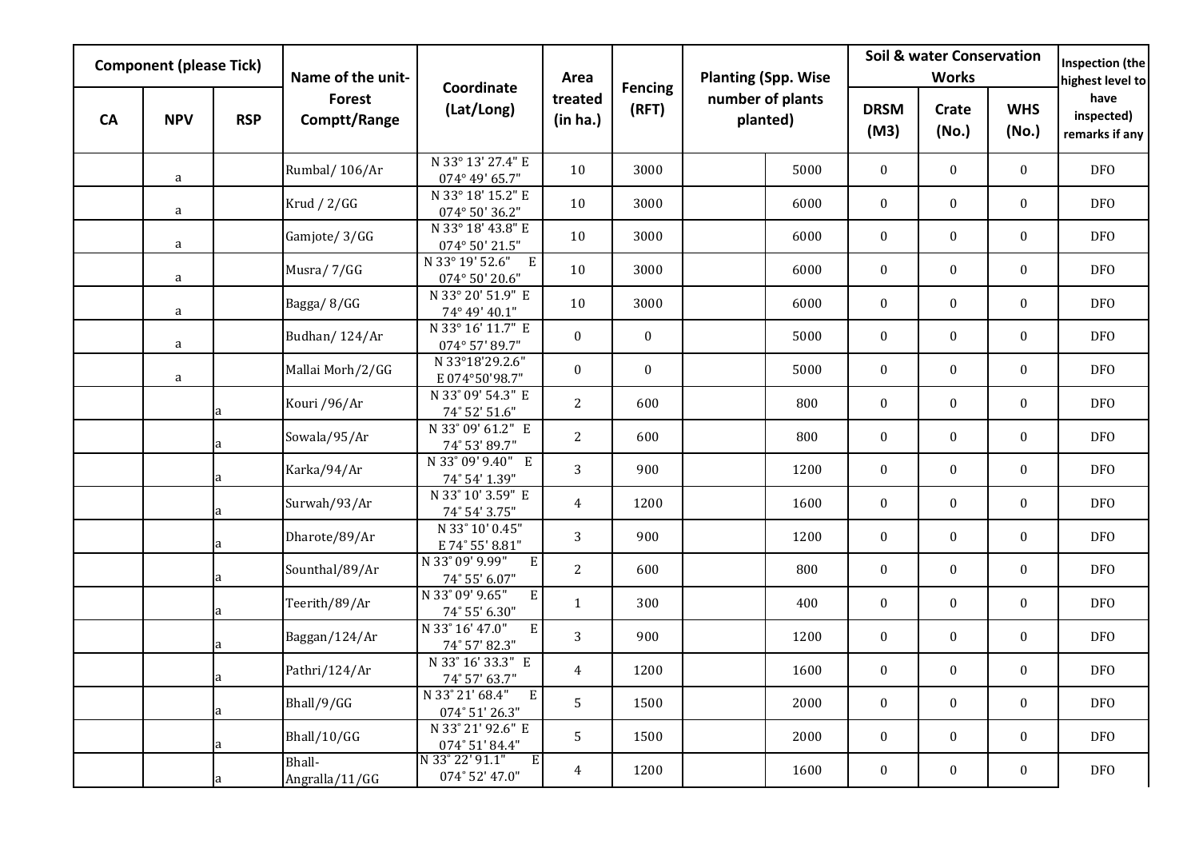| Component (please Tick) | | | Name of the unit-Forest Comptt/Range | Coordinate (Lat/Long) | Area treated (in ha.) | Fencing (RFT) | Planting (Spp. Wise number of plants planted) | | Soil & water Conservation Works | | | Inspection (the highest level to have inspected) remarks if any |
|---|---|---|---|---|---|---|---|---|---|---|---|---|
| CA | NPV | RSP | | | | | | | DRSM (M3) | Crate (No.) | WHS (No.) | |
| | a | | Rumbal/ 106/Ar | N 33° 13' 27.4" E 074° 49' 65.7" | 10 | 3000 | | 5000 | 0 | 0 | 0 | DFO |
| | a | | Krud / 2/GG | N 33° 18' 15.2" E 074° 50' 36.2" | 10 | 3000 | | 6000 | 0 | 0 | 0 | DFO |
| | a | | Gamjote/ 3/GG | N 33° 18' 43.8" E 074° 50' 21.5" | 10 | 3000 | | 6000 | 0 | 0 | 0 | DFO |
| | a | | Musra/ 7/GG | N 33° 19' 52.6" E 074° 50' 20.6" | 10 | 3000 | | 6000 | 0 | 0 | 0 | DFO |
| | a | | Bagga/ 8/GG | N 33° 20' 51.9" E 74° 49' 40.1" | 10 | 3000 | | 6000 | 0 | 0 | 0 | DFO |
| | a | | Budhan/ 124/Ar | N 33° 16' 11.7" E 074° 57' 89.7" | 0 | 0 | | 5000 | 0 | 0 | 0 | DFO |
| | a | | Mallai Morh/2/GG | N 33°18'29.2.6" E 074°50'98.7" | 0 | 0 | | 5000 | 0 | 0 | 0 | DFO |
| | | a | Kouri /96/Ar | N 33° 09' 54.3" E 74° 52' 51.6" | 2 | 600 | | 800 | 0 | 0 | 0 | DFO |
| | | a | Sowala/95/Ar | N 33° 09' 61.2" E 74° 53' 89.7" | 2 | 600 | | 800 | 0 | 0 | 0 | DFO |
| | | a | Karka/94/Ar | N 33° 09' 9.40" E 74° 54' 1.39" | 3 | 900 | | 1200 | 0 | 0 | 0 | DFO |
| | | a | Surwah/93/Ar | N 33° 10' 3.59" E 74° 54' 3.75" | 4 | 1200 | | 1600 | 0 | 0 | 0 | DFO |
| | | a | Dharote/89/Ar | N 33° 10' 0.45" E 74° 55' 8.81" | 3 | 900 | | 1200 | 0 | 0 | 0 | DFO |
| | | a | Sounthal/89/Ar | N 33° 09' 9.99" E 74° 55' 6.07" | 2 | 600 | | 800 | 0 | 0 | 0 | DFO |
| | | a | Teerith/89/Ar | N 33° 09' 9.65" E 74° 55' 6.30" | 1 | 300 | | 400 | 0 | 0 | 0 | DFO |
| | | a | Baggan/124/Ar | N 33° 16' 47.0" E 74° 57' 82.3" | 3 | 900 | | 1200 | 0 | 0 | 0 | DFO |
| | | a | Pathri/124/Ar | N 33° 16' 33.3" E 74° 57' 63.7" | 4 | 1200 | | 1600 | 0 | 0 | 0 | DFO |
| | | a | Bhall/9/GG | N 33° 21' 68.4" E 074° 51' 26.3" | 5 | 1500 | | 2000 | 0 | 0 | 0 | DFO |
| | | a | Bhall/10/GG | N 33° 21' 92.6" E 074° 51' 84.4" | 5 | 1500 | | 2000 | 0 | 0 | 0 | DFO |
| | | a | Bhall-Angralla/11/GG | N 33° 22' 91.1" E 074° 52' 47.0" | 4 | 1200 | | 1600 | 0 | 0 | 0 | DFO |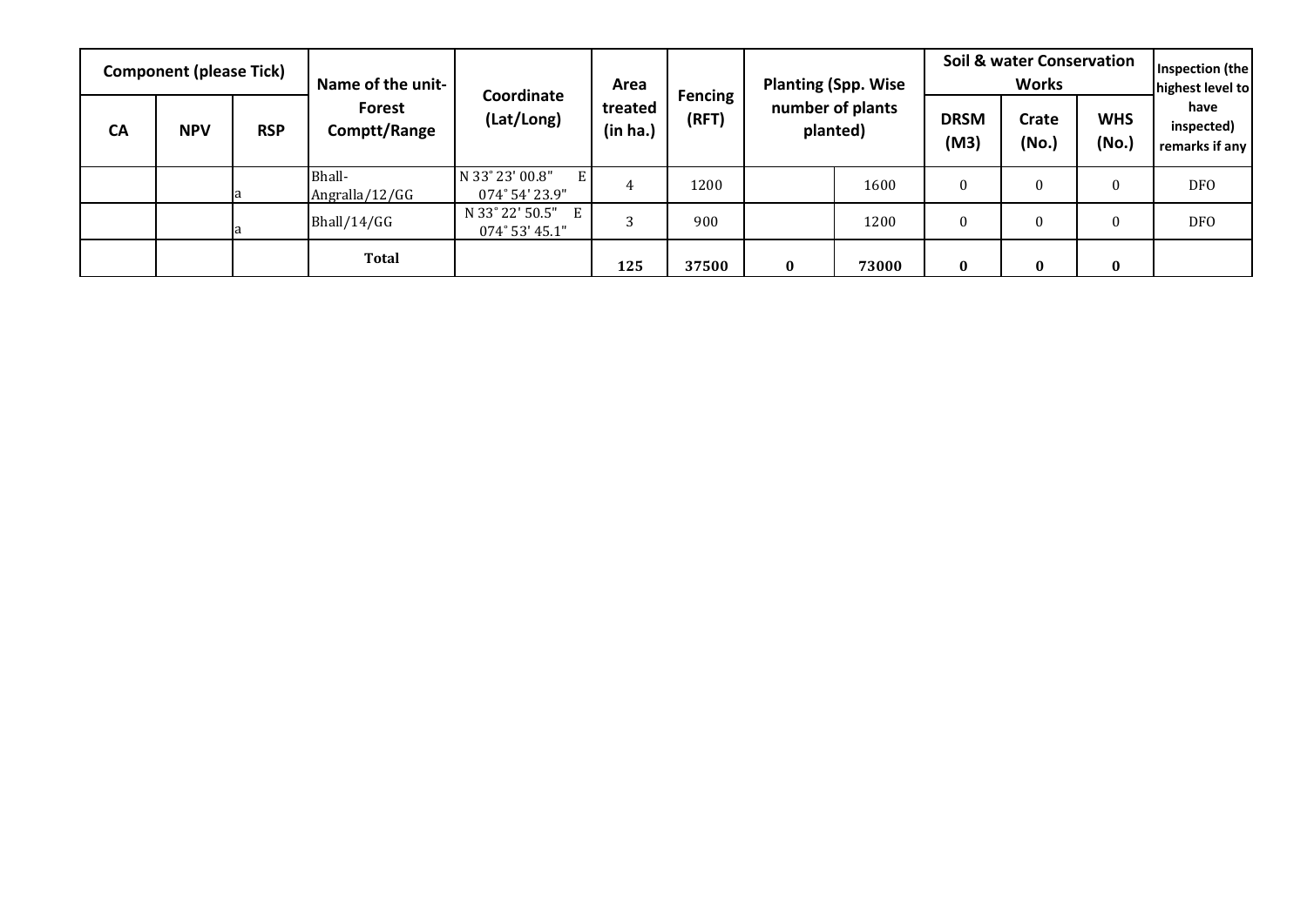| Component (please Tick) | | | Name of the unit-Forest Comptt/Range | Coordinate (Lat/Long) | Area treated (in ha.) | Fencing (RFT) | Planting (Spp. Wise number of plants planted) | | Soil & water Conservation Works | | | Inspection (the highest level to have inspected) remarks if any |
|---|---|---|---|---|---|---|---|---|---|---|---|---|
| CA | NPV | RSP | | | | | | | DRSM (M3) | Crate (No.) | WHS (No.) | |
| | | a | Bhall-Angralla/12/GG | N 33˚ 23' 00.8" E 074˚ 54' 23.9" | 4 | 1200 | | 1600 | 0 | 0 | 0 | DFO |
| | | a | Bhall/14/GG | N 33˚ 22' 50.5" E 074˚ 53' 45.1" | 3 | 900 | | 1200 | 0 | 0 | 0 | DFO |
| | | | **Total** | | **125** | **37500** | **0** | **73000** | **0** | **0** | **0** | |